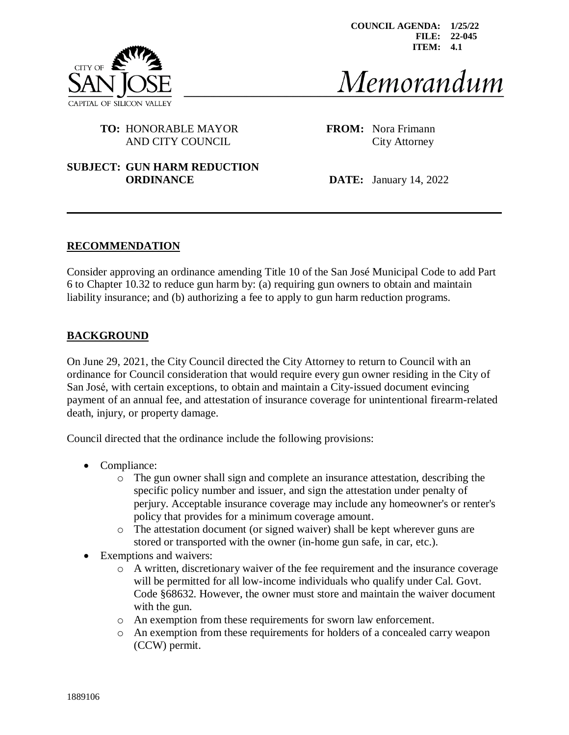COUNCIL AGENDA: 1/25/22
FILE: 22-045
ITEM: 4.1

CITY OF SAN JOSE
CAPITAL OF SILICON VALLEY

# Memorandum

**TO:** HONORABLE MAYOR AND CITY COUNCIL

**FROM:** Nora Frimann
City Attorney

**SUBJECT:** GUN HARM REDUCTION ORDINANCE

**DATE:** January 14, 2022

---

## RECOMMENDATION

Consider approving an ordinance amending Title 10 of the San José Municipal Code to add Part 6 to Chapter 10.32 to reduce gun harm by: (a) requiring gun owners to obtain and maintain liability insurance; and (b) authorizing a fee to apply to gun harm reduction programs.

## BACKGROUND

On June 29, 2021, the City Council directed the City Attorney to return to Council with an ordinance for Council consideration that would require every gun owner residing in the City of San José, with certain exceptions, to obtain and maintain a City-issued document evincing payment of an annual fee, and attestation of insurance coverage for unintentional firearm-related death, injury, or property damage.

Council directed that the ordinance include the following provisions:

- Compliance:
  - The gun owner shall sign and complete an insurance attestation, describing the specific policy number and issuer, and sign the attestation under penalty of perjury. Acceptable insurance coverage may include any homeowner's or renter's policy that provides for a minimum coverage amount.
  - The attestation document (or signed waiver) shall be kept wherever guns are stored or transported with the owner (in-home gun safe, in car, etc.).
- Exemptions and waivers:
  - A written, discretionary waiver of the fee requirement and the insurance coverage will be permitted for all low-income individuals who qualify under Cal. Govt. Code §68632. However, the owner must store and maintain the waiver document with the gun.
  - An exemption from these requirements for sworn law enforcement.
  - An exemption from these requirements for holders of a concealed carry weapon (CCW) permit.

1889106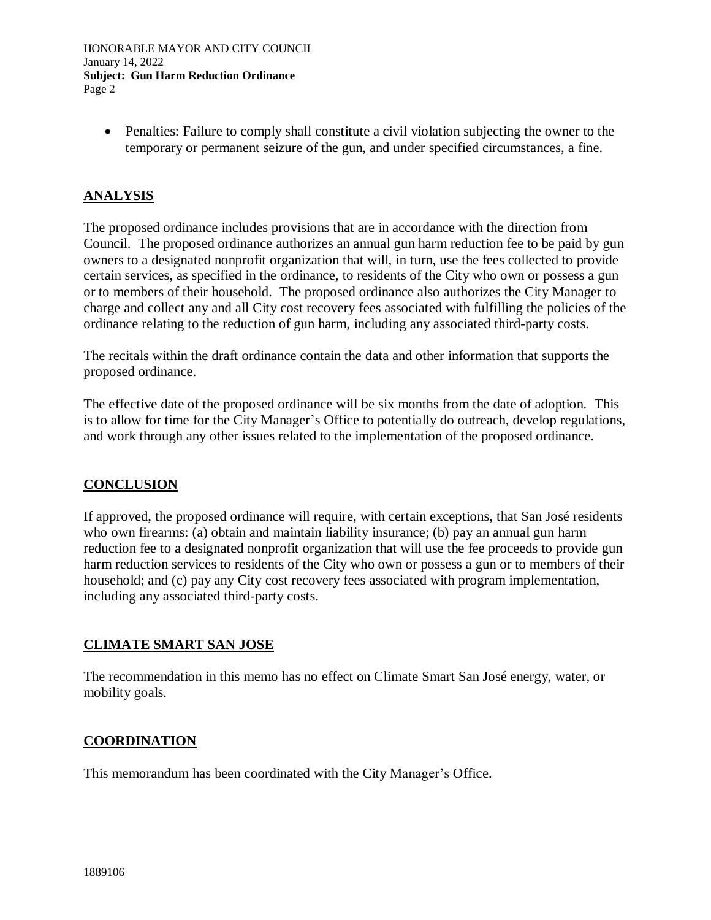- Penalties: Failure to comply shall constitute a civil violation subjecting the owner to the temporary or permanent seizure of the gun, and under specified circumstances, a fine.

## ANALYSIS

The proposed ordinance includes provisions that are in accordance with the direction from Council. The proposed ordinance authorizes an annual gun harm reduction fee to be paid by gun owners to a designated nonprofit organization that will, in turn, use the fees collected to provide certain services, as specified in the ordinance, to residents of the City who own or possess a gun or to members of their household. The proposed ordinance also authorizes the City Manager to charge and collect any and all City cost recovery fees associated with fulfilling the policies of the ordinance relating to the reduction of gun harm, including any associated third-party costs.

The recitals within the draft ordinance contain the data and other information that supports the proposed ordinance.

The effective date of the proposed ordinance will be six months from the date of adoption. This is to allow for time for the City Manager's Office to potentially do outreach, develop regulations, and work through any other issues related to the implementation of the proposed ordinance.

## CONCLUSION

If approved, the proposed ordinance will require, with certain exceptions, that San José residents who own firearms: (a) obtain and maintain liability insurance; (b) pay an annual gun harm reduction fee to a designated nonprofit organization that will use the fee proceeds to provide gun harm reduction services to residents of the City who own or possess a gun or to members of their household; and (c) pay any City cost recovery fees associated with program implementation, including any associated third-party costs.

## CLIMATE SMART SAN JOSE

The recommendation in this memo has no effect on Climate Smart San José energy, water, or mobility goals.

## COORDINATION

This memorandum has been coordinated with the City Manager's Office.

1889106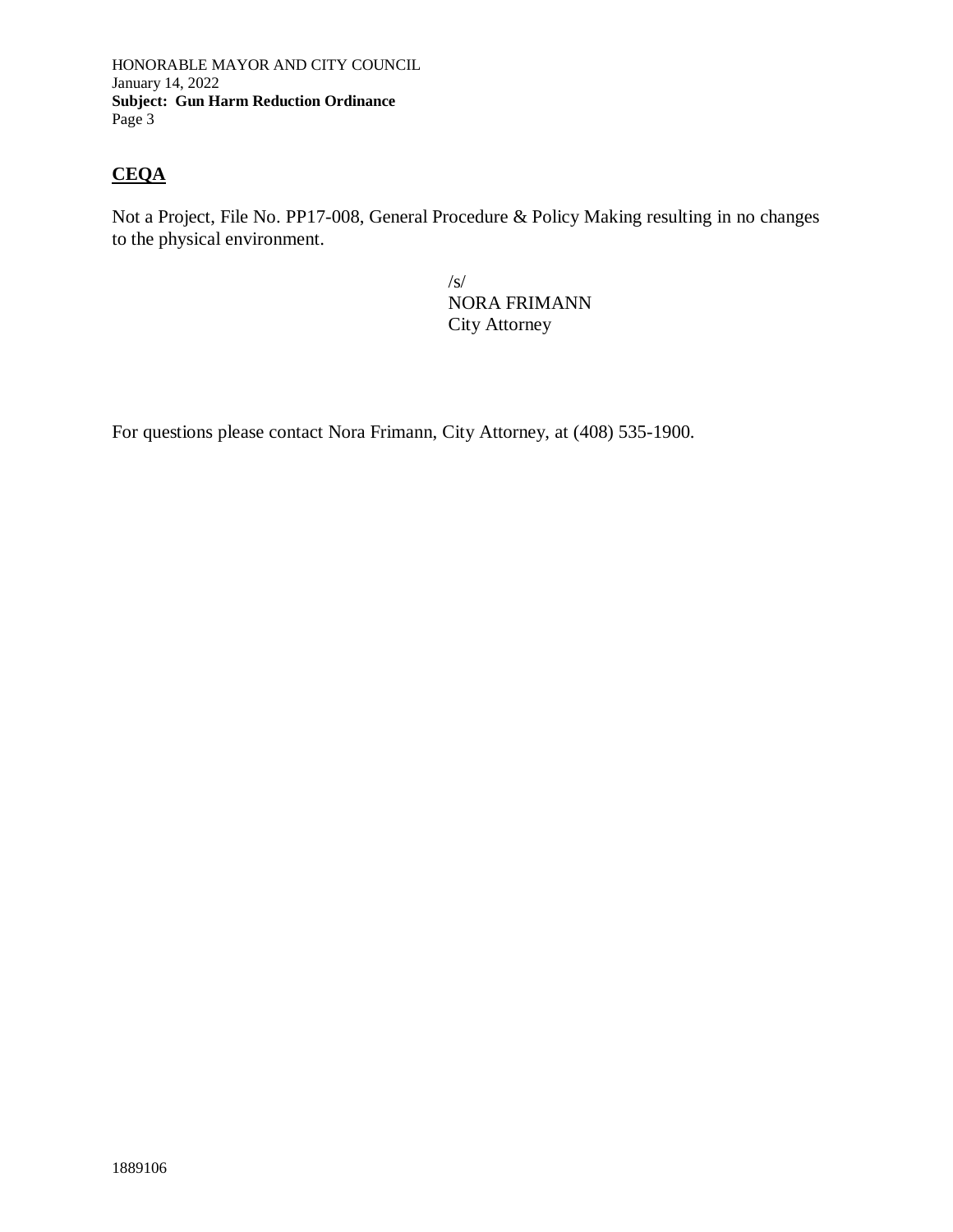## CEQA

Not a Project, File No. PP17-008, General Procedure & Policy Making resulting in no changes to the physical environment.

/s/
NORA FRIMANN
City Attorney

For questions please contact Nora Frimann, City Attorney, at (408) 535-1900.

1889106